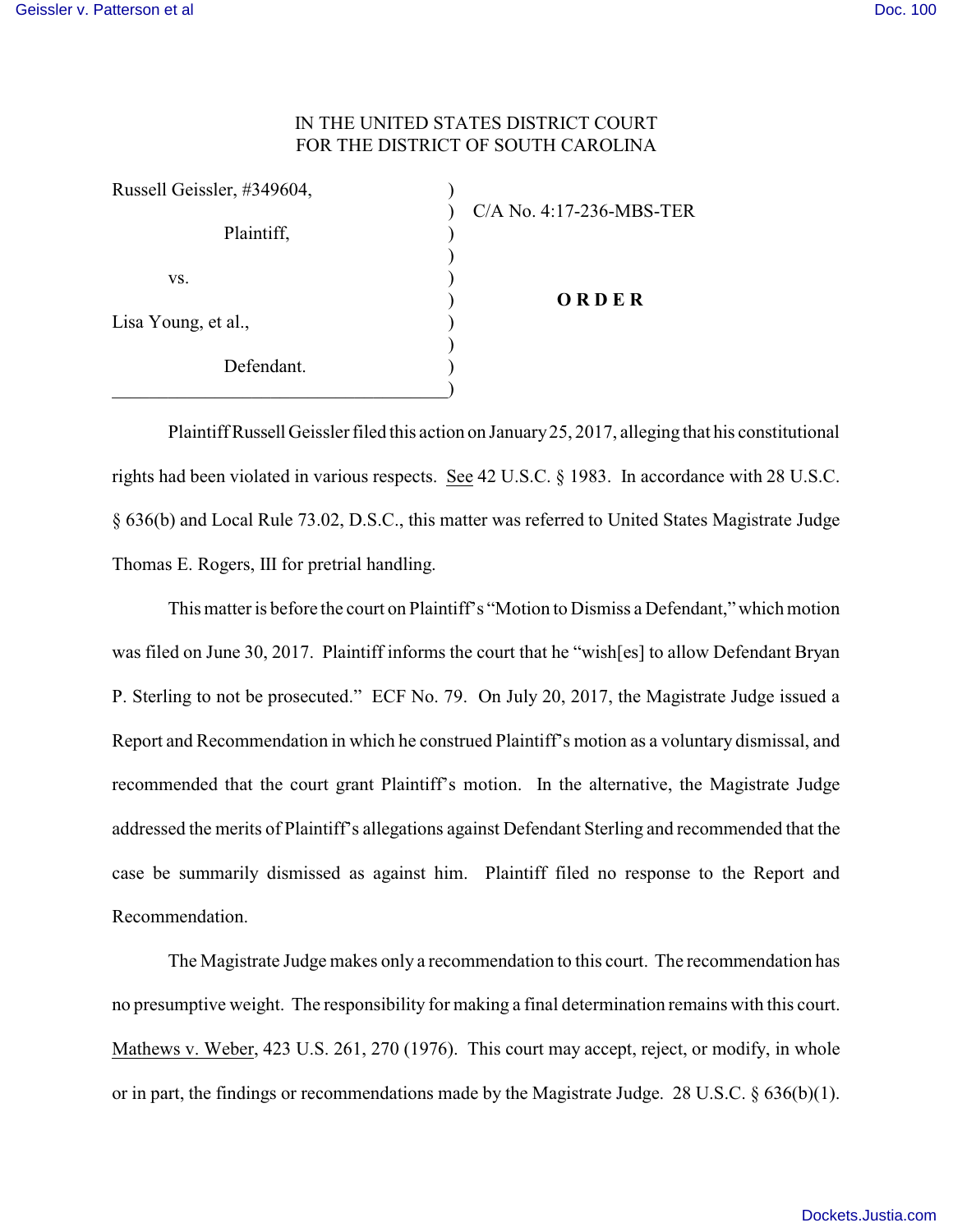IN THE UNITED STATES DISTRICT COURT
FOR THE DISTRICT OF SOUTH CAROLINA

Russell Geissler, #349604,

Plaintiff,

vs.

Lisa Young, et al.,

Defendant.

C/A No. 4:17-236-MBS-TER

**O R D E R**

Plaintiff Russell Geissler filed this action on January 25, 2017, alleging that his constitutional rights had been violated in various respects. See 42 U.S.C. § 1983. In accordance with 28 U.S.C. § 636(b) and Local Rule 73.02, D.S.C., this matter was referred to United States Magistrate Judge Thomas E. Rogers, III for pretrial handling.

This matter is before the court on Plaintiff's "Motion to Dismiss a Defendant," which motion was filed on June 30, 2017. Plaintiff informs the court that he "wish[es] to allow Defendant Bryan P. Sterling to not be prosecuted." ECF No. 79. On July 20, 2017, the Magistrate Judge issued a Report and Recommendation in which he construed Plaintiff's motion as a voluntary dismissal, and recommended that the court grant Plaintiff's motion. In the alternative, the Magistrate Judge addressed the merits of Plaintiff's allegations against Defendant Sterling and recommended that the case be summarily dismissed as against him. Plaintiff filed no response to the Report and Recommendation.

The Magistrate Judge makes only a recommendation to this court. The recommendation has no presumptive weight. The responsibility for making a final determination remains with this court. Mathews v. Weber, 423 U.S. 261, 270 (1976). This court may accept, reject, or modify, in whole or in part, the findings or recommendations made by the Magistrate Judge. 28 U.S.C. § 636(b)(1).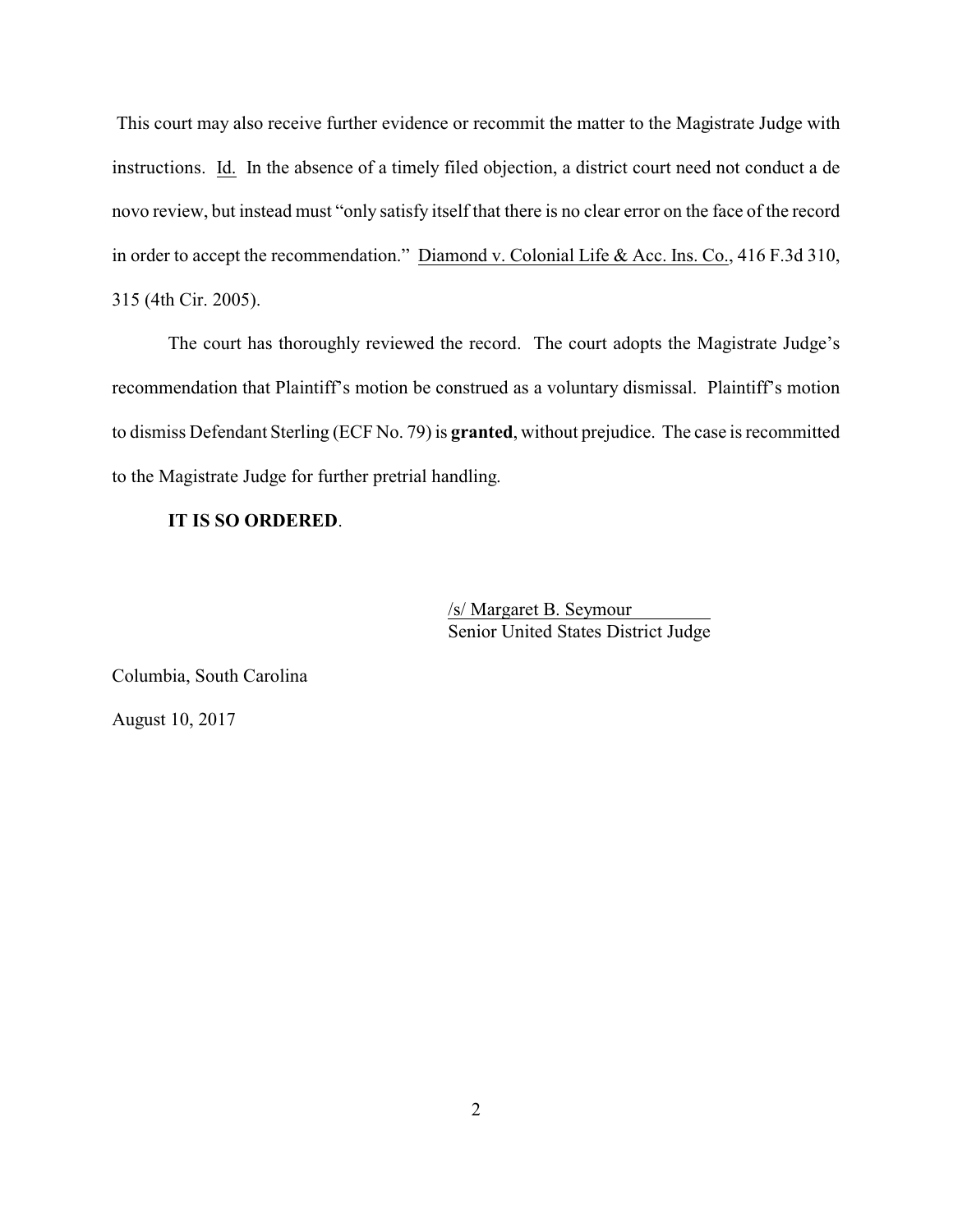This court may also receive further evidence or recommit the matter to the Magistrate Judge with instructions. Id. In the absence of a timely filed objection, a district court need not conduct a de novo review, but instead must "only satisfy itself that there is no clear error on the face of the record in order to accept the recommendation." Diamond v. Colonial Life & Acc. Ins. Co., 416 F.3d 310, 315 (4th Cir. 2005).

The court has thoroughly reviewed the record. The court adopts the Magistrate Judge's recommendation that Plaintiff's motion be construed as a voluntary dismissal. Plaintiff's motion to dismiss Defendant Sterling (ECF No. 79) is **granted**, without prejudice. The case is recommitted to the Magistrate Judge for further pretrial handling.

**IT IS SO ORDERED**.

/s/ Margaret B. Seymour
Senior United States District Judge

Columbia, South Carolina

August 10, 2017